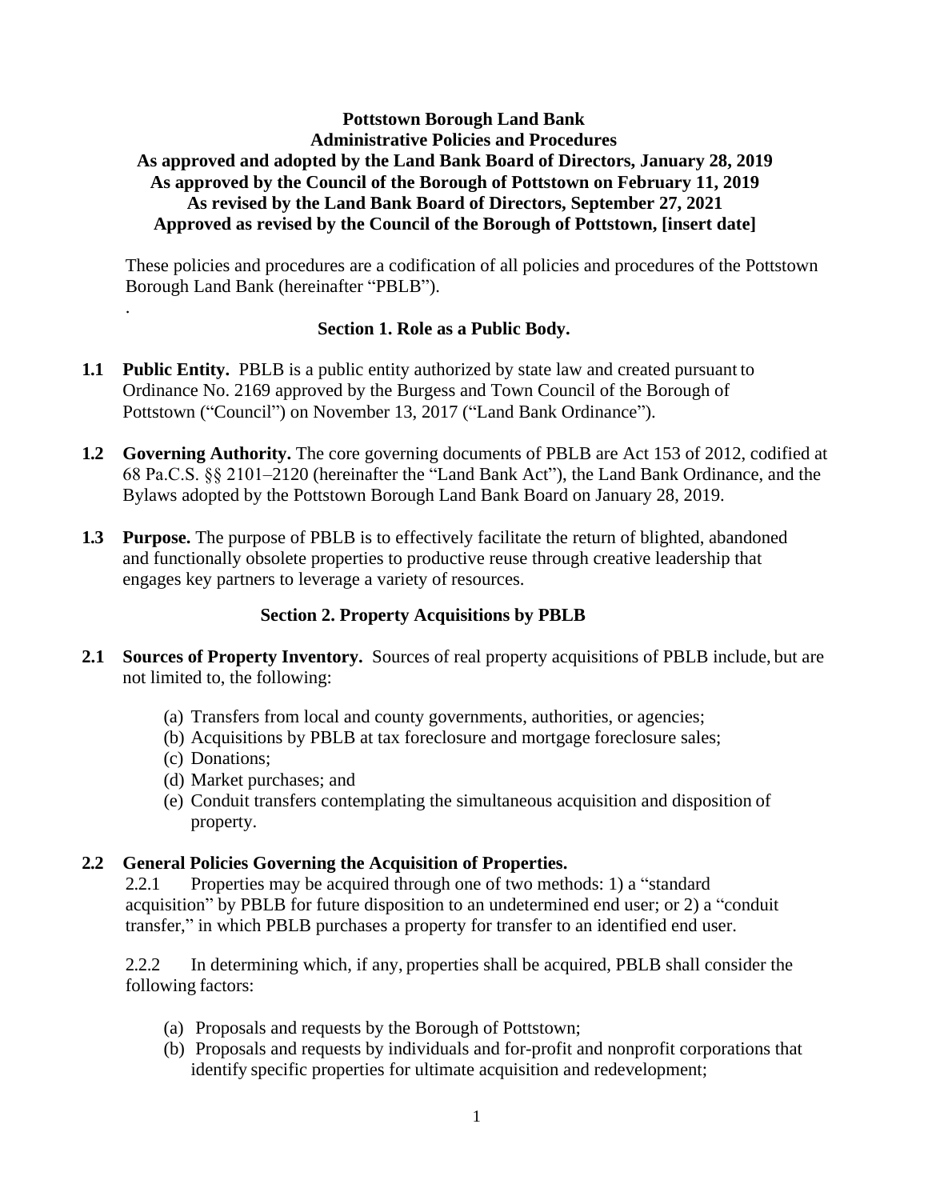**Pottstown Borough Land Bank**
**Administrative Policies and Procedures**
**As approved and adopted by the Land Bank Board of Directors, January 28, 2019**
**As approved by the Council of the Borough of Pottstown on February 11, 2019**
**As revised by the Land Bank Board of Directors, September 27, 2021**
**Approved as revised by the Council of the Borough of Pottstown, [insert date]**

These policies and procedures are a codification of all policies and procedures of the Pottstown Borough Land Bank (hereinafter "PBLB").

.

## Section 1. Role as a Public Body.

**1.1 Public Entity.** PBLB is a public entity authorized by state law and created pursuant to Ordinance No. 2169 approved by the Burgess and Town Council of the Borough of Pottstown ("Council") on November 13, 2017 ("Land Bank Ordinance").

**1.2 Governing Authority.** The core governing documents of PBLB are Act 153 of 2012, codified at 68 Pa.C.S. §§ 2101–2120 (hereinafter the "Land Bank Act"), the Land Bank Ordinance, and the Bylaws adopted by the Pottstown Borough Land Bank Board on January 28, 2019.

**1.3 Purpose.** The purpose of PBLB is to effectively facilitate the return of blighted, abandoned and functionally obsolete properties to productive reuse through creative leadership that engages key partners to leverage a variety of resources.

## Section 2. Property Acquisitions by PBLB

**2.1 Sources of Property Inventory.** Sources of real property acquisitions of PBLB include, but are not limited to, the following:

(a) Transfers from local and county governments, authorities, or agencies;
(b) Acquisitions by PBLB at tax foreclosure and mortgage foreclosure sales;
(c) Donations;
(d) Market purchases; and
(e) Conduit transfers contemplating the simultaneous acquisition and disposition of property.

**2.2 General Policies Governing the Acquisition of Properties.**

2.2.1 Properties may be acquired through one of two methods: 1) a "standard acquisition" by PBLB for future disposition to an undetermined end user; or 2) a "conduit transfer," in which PBLB purchases a property for transfer to an identified end user.

2.2.2 In determining which, if any, properties shall be acquired, PBLB shall consider the following factors:

(a) Proposals and requests by the Borough of Pottstown;
(b) Proposals and requests by individuals and for-profit and nonprofit corporations that identify specific properties for ultimate acquisition and redevelopment;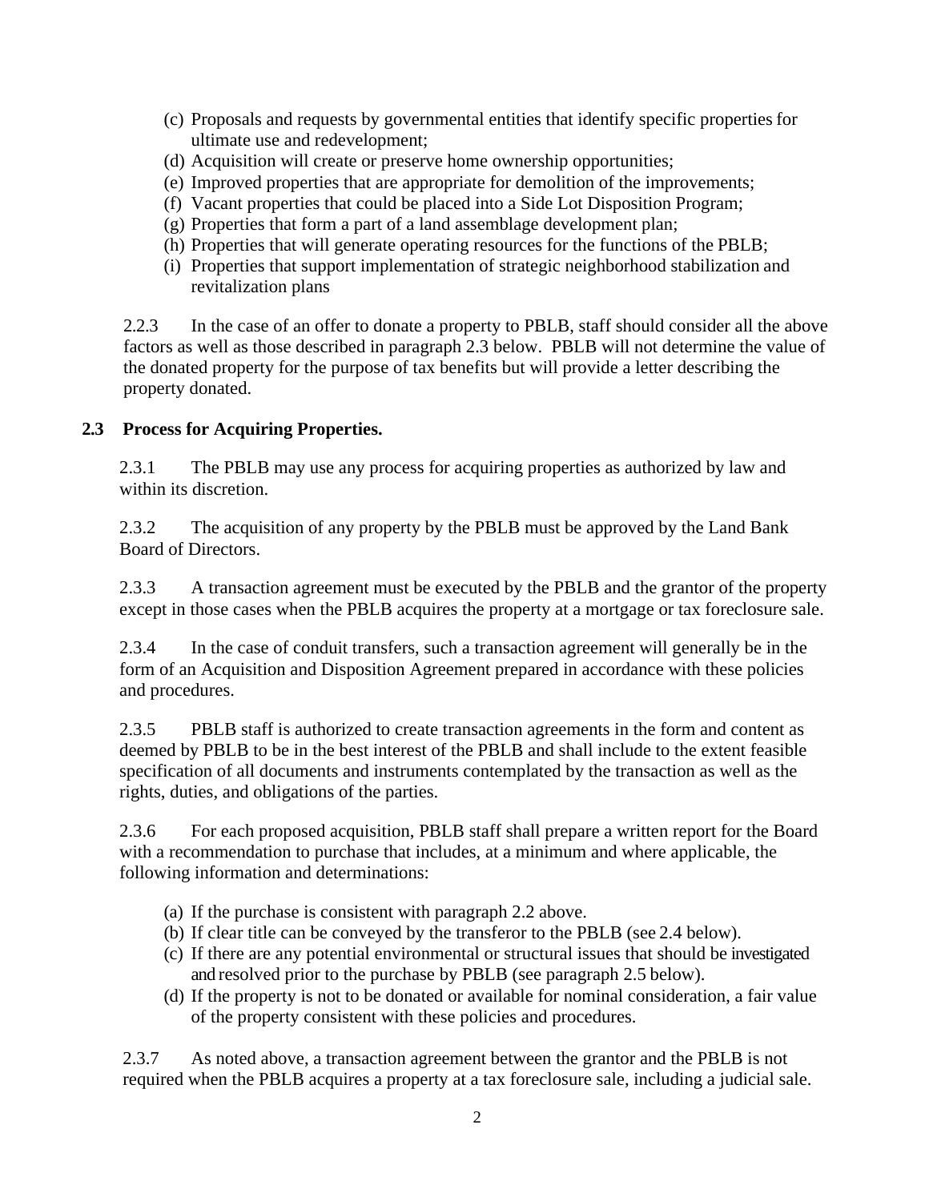(c) Proposals and requests by governmental entities that identify specific properties for ultimate use and redevelopment;
(d) Acquisition will create or preserve home ownership opportunities;
(e) Improved properties that are appropriate for demolition of the improvements;
(f) Vacant properties that could be placed into a Side Lot Disposition Program;
(g) Properties that form a part of a land assemblage development plan;
(h) Properties that will generate operating resources for the functions of the PBLB;
(i) Properties that support implementation of strategic neighborhood stabilization and revitalization plans

2.2.3 In the case of an offer to donate a property to PBLB, staff should consider all the above factors as well as those described in paragraph 2.3 below. PBLB will not determine the value of the donated property for the purpose of tax benefits but will provide a letter describing the property donated.

**2.3 Process for Acquiring Properties.**

2.3.1 The PBLB may use any process for acquiring properties as authorized by law and within its discretion.

2.3.2 The acquisition of any property by the PBLB must be approved by the Land Bank Board of Directors.

2.3.3 A transaction agreement must be executed by the PBLB and the grantor of the property except in those cases when the PBLB acquires the property at a mortgage or tax foreclosure sale.

2.3.4 In the case of conduit transfers, such a transaction agreement will generally be in the form of an Acquisition and Disposition Agreement prepared in accordance with these policies and procedures.

2.3.5 PBLB staff is authorized to create transaction agreements in the form and content as deemed by PBLB to be in the best interest of the PBLB and shall include to the extent feasible specification of all documents and instruments contemplated by the transaction as well as the rights, duties, and obligations of the parties.

2.3.6 For each proposed acquisition, PBLB staff shall prepare a written report for the Board with a recommendation to purchase that includes, at a minimum and where applicable, the following information and determinations:

(a) If the purchase is consistent with paragraph 2.2 above.
(b) If clear title can be conveyed by the transferor to the PBLB (see 2.4 below).
(c) If there are any potential environmental or structural issues that should be investigated and resolved prior to the purchase by PBLB (see paragraph 2.5 below).
(d) If the property is not to be donated or available for nominal consideration, a fair value of the property consistent with these policies and procedures.

2.3.7 As noted above, a transaction agreement between the grantor and the PBLB is not required when the PBLB acquires a property at a tax foreclosure sale, including a judicial sale.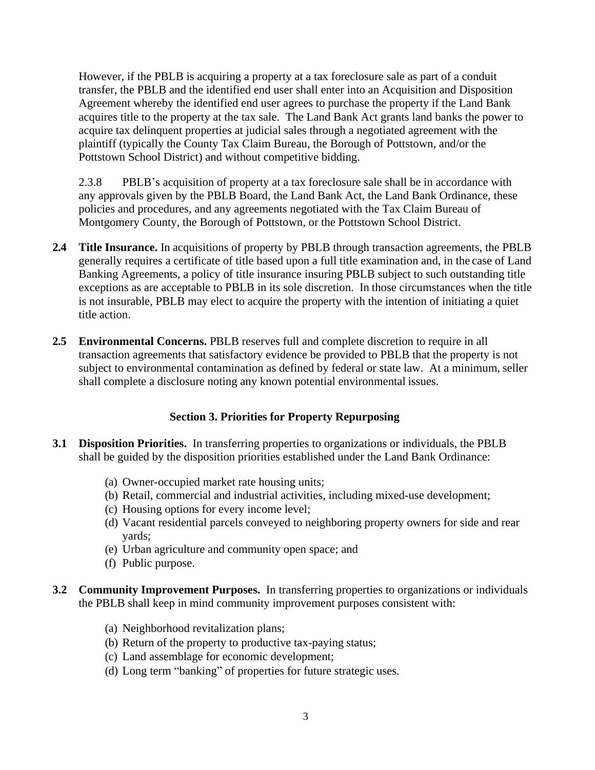However, if the PBLB is acquiring a property at a tax foreclosure sale as part of a conduit transfer, the PBLB and the identified end user shall enter into an Acquisition and Disposition Agreement whereby the identified end user agrees to purchase the property if the Land Bank acquires title to the property at the tax sale. The Land Bank Act grants land banks the power to acquire tax delinquent properties at judicial sales through a negotiated agreement with the plaintiff (typically the County Tax Claim Bureau, the Borough of Pottstown, and/or the Pottstown School District) and without competitive bidding.

2.3.8 PBLB's acquisition of property at a tax foreclosure sale shall be in accordance with any approvals given by the PBLB Board, the Land Bank Act, the Land Bank Ordinance, these policies and procedures, and any agreements negotiated with the Tax Claim Bureau of Montgomery County, the Borough of Pottstown, or the Pottstown School District.

**2.4 Title Insurance.** In acquisitions of property by PBLB through transaction agreements, the PBLB generally requires a certificate of title based upon a full title examination and, in the case of Land Banking Agreements, a policy of title insurance insuring PBLB subject to such outstanding title exceptions as are acceptable to PBLB in its sole discretion. In those circumstances when the title is not insurable, PBLB may elect to acquire the property with the intention of initiating a quiet title action.

**2.5 Environmental Concerns.** PBLB reserves full and complete discretion to require in all transaction agreements that satisfactory evidence be provided to PBLB that the property is not subject to environmental contamination as defined by federal or state law. At a minimum, seller shall complete a disclosure noting any known potential environmental issues.

## Section 3. Priorities for Property Repurposing

**3.1 Disposition Priorities.** In transferring properties to organizations or individuals, the PBLB shall be guided by the disposition priorities established under the Land Bank Ordinance:

(a) Owner-occupied market rate housing units;
(b) Retail, commercial and industrial activities, including mixed-use development;
(c) Housing options for every income level;
(d) Vacant residential parcels conveyed to neighboring property owners for side and rear yards;
(e) Urban agriculture and community open space; and
(f) Public purpose.

**3.2 Community Improvement Purposes.** In transferring properties to organizations or individuals the PBLB shall keep in mind community improvement purposes consistent with:

(a) Neighborhood revitalization plans;
(b) Return of the property to productive tax-paying status;
(c) Land assemblage for economic development;
(d) Long term "banking" of properties for future strategic uses.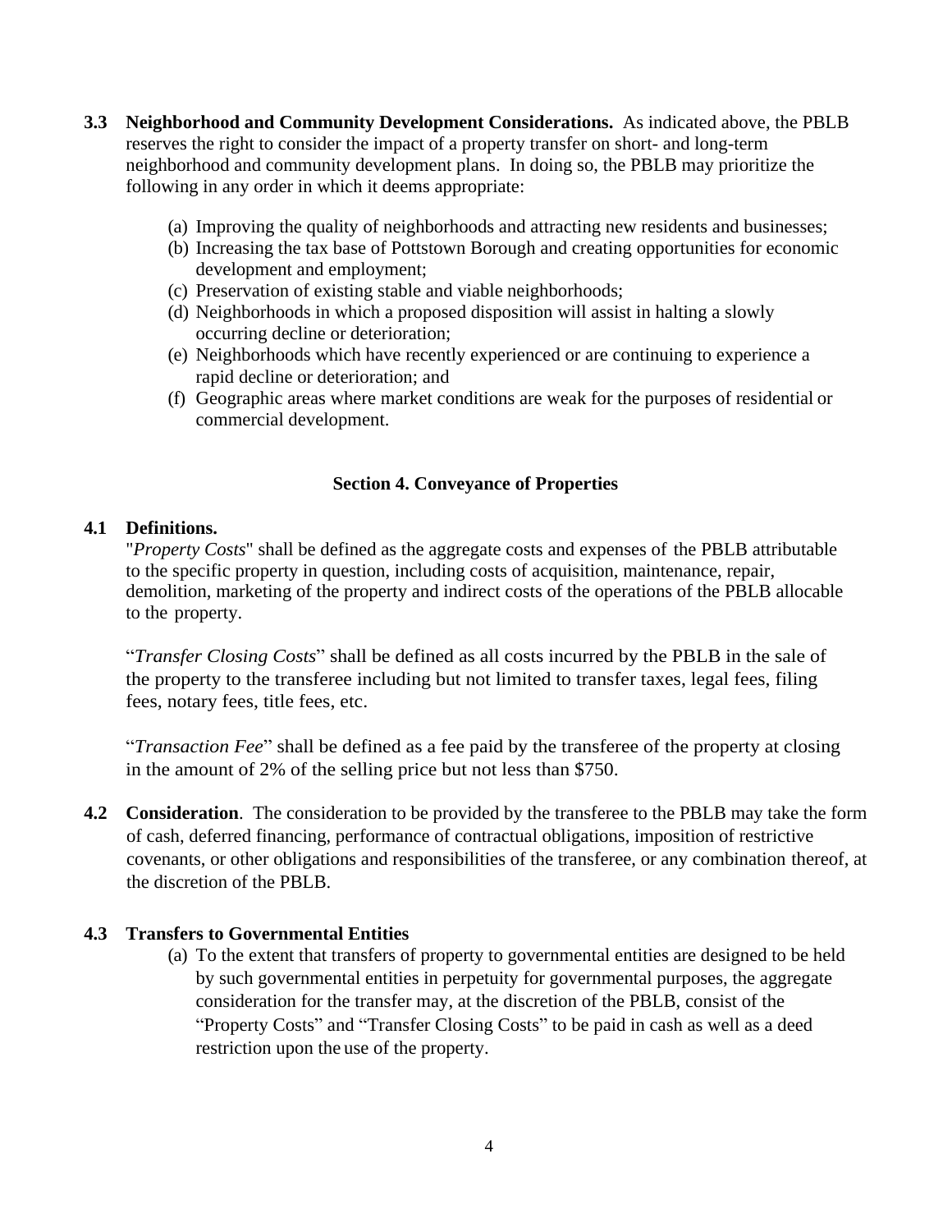**3.3 Neighborhood and Community Development Considerations.** As indicated above, the PBLB reserves the right to consider the impact of a property transfer on short- and long-term neighborhood and community development plans. In doing so, the PBLB may prioritize the following in any order in which it deems appropriate:

(a) Improving the quality of neighborhoods and attracting new residents and businesses;
(b) Increasing the tax base of Pottstown Borough and creating opportunities for economic development and employment;
(c) Preservation of existing stable and viable neighborhoods;
(d) Neighborhoods in which a proposed disposition will assist in halting a slowly occurring decline or deterioration;
(e) Neighborhoods which have recently experienced or are continuing to experience a rapid decline or deterioration; and
(f) Geographic areas where market conditions are weak for the purposes of residential or commercial development.

## Section 4. Conveyance of Properties

**4.1 Definitions.**

"*Property Costs*" shall be defined as the aggregate costs and expenses of the PBLB attributable to the specific property in question, including costs of acquisition, maintenance, repair, demolition, marketing of the property and indirect costs of the operations of the PBLB allocable to the property.

"*Transfer Closing Costs*" shall be defined as all costs incurred by the PBLB in the sale of the property to the transferee including but not limited to transfer taxes, legal fees, filing fees, notary fees, title fees, etc.

"*Transaction Fee*" shall be defined as a fee paid by the transferee of the property at closing in the amount of 2% of the selling price but not less than $750.

**4.2 Consideration**. The consideration to be provided by the transferee to the PBLB may take the form of cash, deferred financing, performance of contractual obligations, imposition of restrictive covenants, or other obligations and responsibilities of the transferee, or any combination thereof, at the discretion of the PBLB.

**4.3 Transfers to Governmental Entities**

(a) To the extent that transfers of property to governmental entities are designed to be held by such governmental entities in perpetuity for governmental purposes, the aggregate consideration for the transfer may, at the discretion of the PBLB, consist of the "Property Costs" and "Transfer Closing Costs" to be paid in cash as well as a deed restriction upon the use of the property.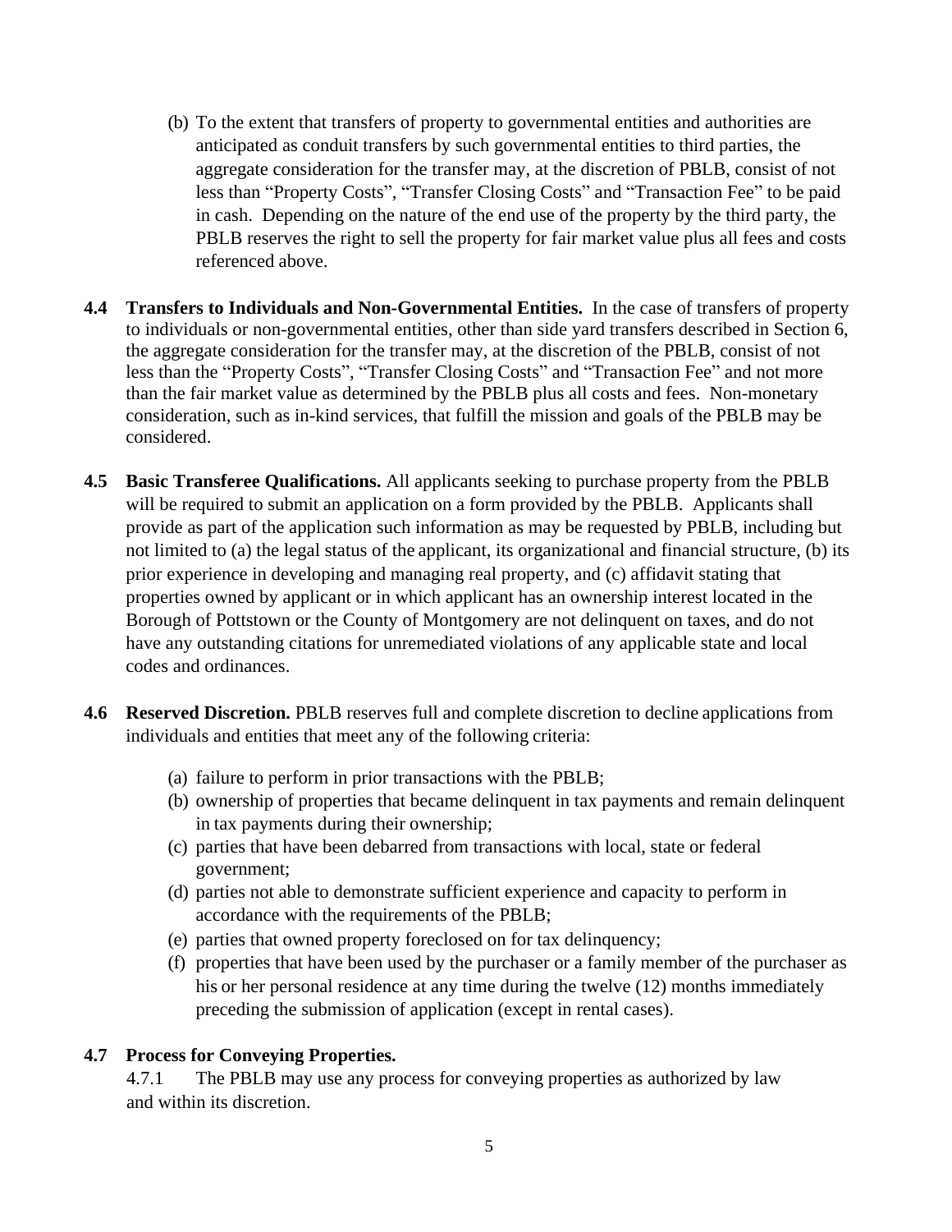(b) To the extent that transfers of property to governmental entities and authorities are anticipated as conduit transfers by such governmental entities to third parties, the aggregate consideration for the transfer may, at the discretion of PBLB, consist of not less than "Property Costs", "Transfer Closing Costs" and "Transaction Fee" to be paid in cash. Depending on the nature of the end use of the property by the third party, the PBLB reserves the right to sell the property for fair market value plus all fees and costs referenced above.

**4.4 Transfers to Individuals and Non-Governmental Entities.** In the case of transfers of property to individuals or non-governmental entities, other than side yard transfers described in Section 6, the aggregate consideration for the transfer may, at the discretion of the PBLB, consist of not less than the "Property Costs", "Transfer Closing Costs" and "Transaction Fee" and not more than the fair market value as determined by the PBLB plus all costs and fees. Non-monetary consideration, such as in-kind services, that fulfill the mission and goals of the PBLB may be considered.

**4.5 Basic Transferee Qualifications.** All applicants seeking to purchase property from the PBLB will be required to submit an application on a form provided by the PBLB. Applicants shall provide as part of the application such information as may be requested by PBLB, including but not limited to (a) the legal status of the applicant, its organizational and financial structure, (b) its prior experience in developing and managing real property, and (c) affidavit stating that properties owned by applicant or in which applicant has an ownership interest located in the Borough of Pottstown or the County of Montgomery are not delinquent on taxes, and do not have any outstanding citations for unremediated violations of any applicable state and local codes and ordinances.

**4.6 Reserved Discretion.** PBLB reserves full and complete discretion to decline applications from individuals and entities that meet any of the following criteria:

(a) failure to perform in prior transactions with the PBLB;
(b) ownership of properties that became delinquent in tax payments and remain delinquent in tax payments during their ownership;
(c) parties that have been debarred from transactions with local, state or federal government;
(d) parties not able to demonstrate sufficient experience and capacity to perform in accordance with the requirements of the PBLB;
(e) parties that owned property foreclosed on for tax delinquency;
(f) properties that have been used by the purchaser or a family member of the purchaser as his or her personal residence at any time during the twelve (12) months immediately preceding the submission of application (except in rental cases).

**4.7 Process for Conveying Properties.**

4.7.1 The PBLB may use any process for conveying properties as authorized by law and within its discretion.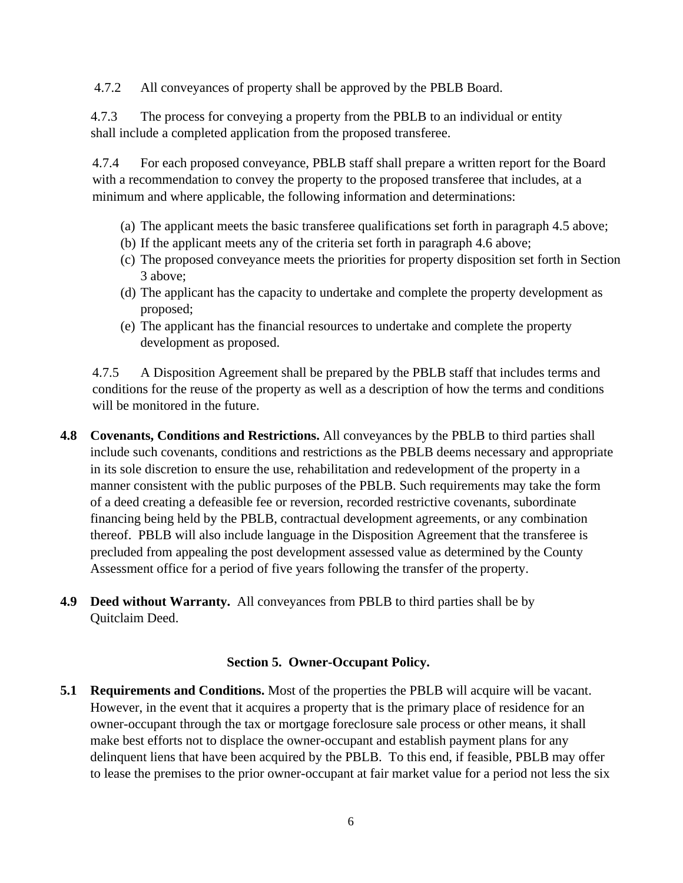4.7.2 All conveyances of property shall be approved by the PBLB Board.

4.7.3 The process for conveying a property from the PBLB to an individual or entity shall include a completed application from the proposed transferee.

4.7.4 For each proposed conveyance, PBLB staff shall prepare a written report for the Board with a recommendation to convey the property to the proposed transferee that includes, at a minimum and where applicable, the following information and determinations:

(a) The applicant meets the basic transferee qualifications set forth in paragraph 4.5 above;
(b) If the applicant meets any of the criteria set forth in paragraph 4.6 above;
(c) The proposed conveyance meets the priorities for property disposition set forth in Section 3 above;
(d) The applicant has the capacity to undertake and complete the property development as proposed;
(e) The applicant has the financial resources to undertake and complete the property development as proposed.

4.7.5 A Disposition Agreement shall be prepared by the PBLB staff that includes terms and conditions for the reuse of the property as well as a description of how the terms and conditions will be monitored in the future.

**4.8 Covenants, Conditions and Restrictions.** All conveyances by the PBLB to third parties shall include such covenants, conditions and restrictions as the PBLB deems necessary and appropriate in its sole discretion to ensure the use, rehabilitation and redevelopment of the property in a manner consistent with the public purposes of the PBLB. Such requirements may take the form of a deed creating a defeasible fee or reversion, recorded restrictive covenants, subordinate financing being held by the PBLB, contractual development agreements, or any combination thereof. PBLB will also include language in the Disposition Agreement that the transferee is precluded from appealing the post development assessed value as determined by the County Assessment office for a period of five years following the transfer of the property.

**4.9 Deed without Warranty.** All conveyances from PBLB to third parties shall be by Quitclaim Deed.

## Section 5. Owner-Occupant Policy.

**5.1 Requirements and Conditions.** Most of the properties the PBLB will acquire will be vacant. However, in the event that it acquires a property that is the primary place of residence for an owner-occupant through the tax or mortgage foreclosure sale process or other means, it shall make best efforts not to displace the owner-occupant and establish payment plans for any delinquent liens that have been acquired by the PBLB. To this end, if feasible, PBLB may offer to lease the premises to the prior owner-occupant at fair market value for a period not less the six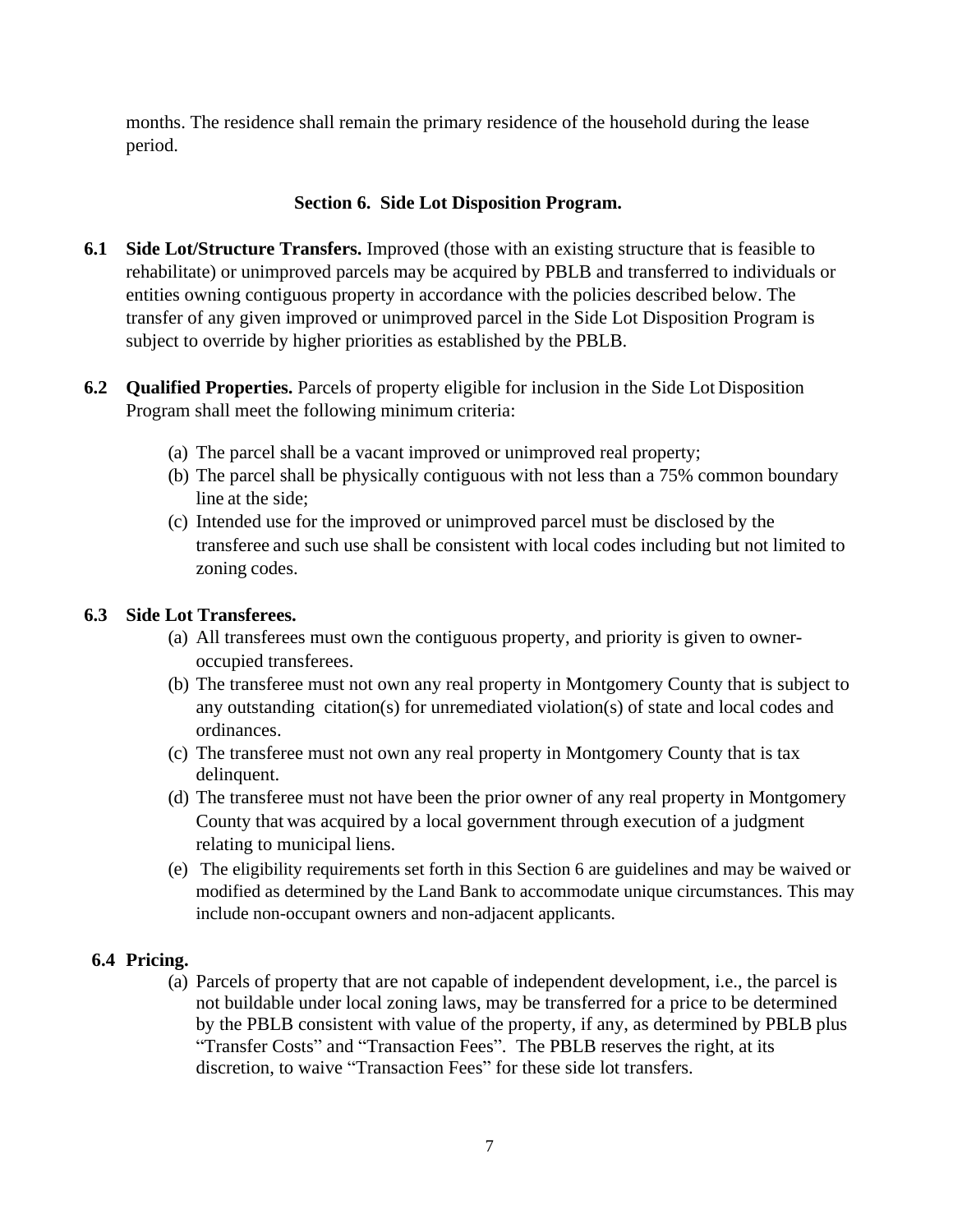months. The residence shall remain the primary residence of the household during the lease period.

## Section 6. Side Lot Disposition Program.

**6.1 Side Lot/Structure Transfers.** Improved (those with an existing structure that is feasible to rehabilitate) or unimproved parcels may be acquired by PBLB and transferred to individuals or entities owning contiguous property in accordance with the policies described below. The transfer of any given improved or unimproved parcel in the Side Lot Disposition Program is subject to override by higher priorities as established by the PBLB.

**6.2 Qualified Properties.** Parcels of property eligible for inclusion in the Side Lot Disposition Program shall meet the following minimum criteria:

(a) The parcel shall be a vacant improved or unimproved real property;
(b) The parcel shall be physically contiguous with not less than a 75% common boundary line at the side;
(c) Intended use for the improved or unimproved parcel must be disclosed by the transferee and such use shall be consistent with local codes including but not limited to zoning codes.

**6.3 Side Lot Transferees.**

(a) All transferees must own the contiguous property, and priority is given to owner-occupied transferees.
(b) The transferee must not own any real property in Montgomery County that is subject to any outstanding citation(s) for unremediated violation(s) of state and local codes and ordinances.
(c) The transferee must not own any real property in Montgomery County that is tax delinquent.
(d) The transferee must not have been the prior owner of any real property in Montgomery County that was acquired by a local government through execution of a judgment relating to municipal liens.
(e) The eligibility requirements set forth in this Section 6 are guidelines and may be waived or modified as determined by the Land Bank to accommodate unique circumstances. This may include non-occupant owners and non-adjacent applicants.

**6.4 Pricing.**

(a) Parcels of property that are not capable of independent development, i.e., the parcel is not buildable under local zoning laws, may be transferred for a price to be determined by the PBLB consistent with value of the property, if any, as determined by PBLB plus "Transfer Costs" and "Transaction Fees". The PBLB reserves the right, at its discretion, to waive "Transaction Fees" for these side lot transfers.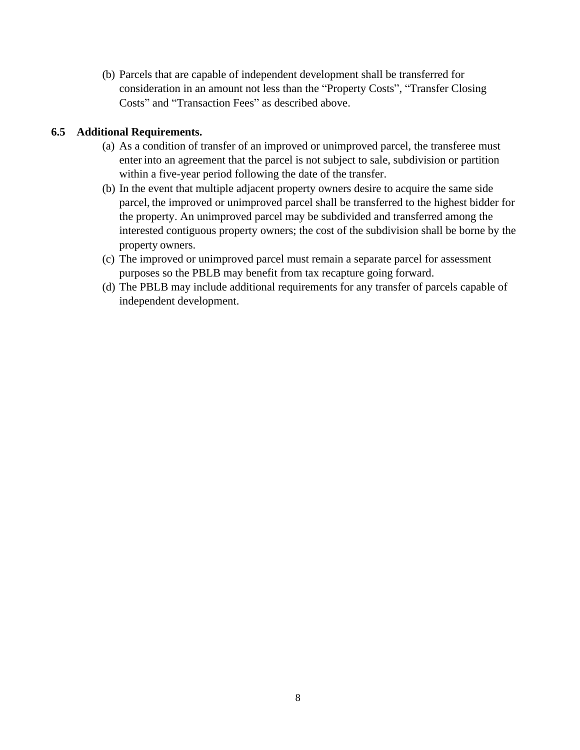(b) Parcels that are capable of independent development shall be transferred for consideration in an amount not less than the "Property Costs", "Transfer Closing Costs" and "Transaction Fees" as described above.

**6.5 Additional Requirements.**

(a) As a condition of transfer of an improved or unimproved parcel, the transferee must enter into an agreement that the parcel is not subject to sale, subdivision or partition within a five-year period following the date of the transfer.

(b) In the event that multiple adjacent property owners desire to acquire the same side parcel, the improved or unimproved parcel shall be transferred to the highest bidder for the property. An unimproved parcel may be subdivided and transferred among the interested contiguous property owners; the cost of the subdivision shall be borne by the property owners.

(c) The improved or unimproved parcel must remain a separate parcel for assessment purposes so the PBLB may benefit from tax recapture going forward.

(d) The PBLB may include additional requirements for any transfer of parcels capable of independent development.